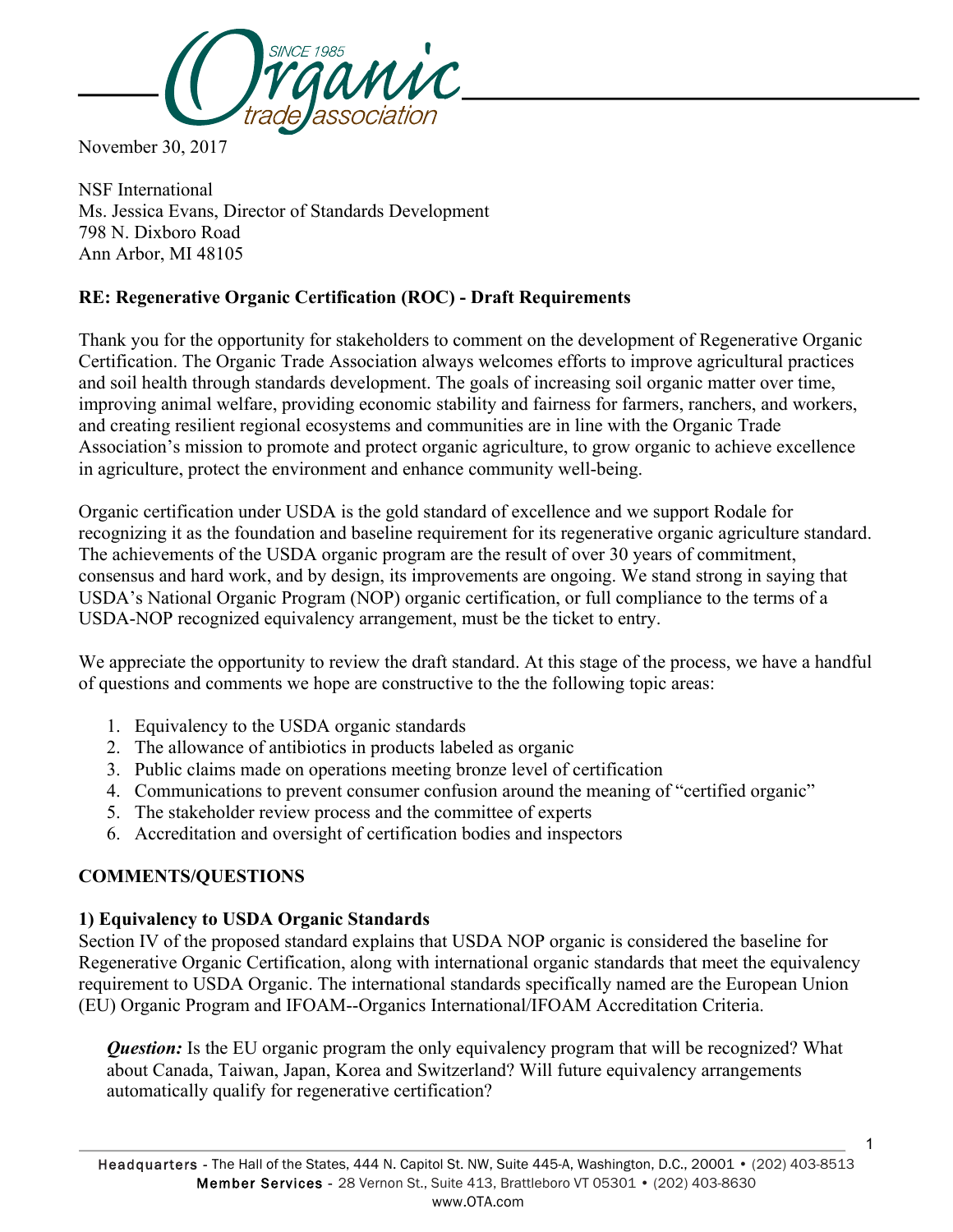November 30, 2017

NSF International
Ms. Jessica Evans, Director of Standards Development
798 N. Dixboro Road
Ann Arbor, MI 48105

**RE: Regenerative Organic Certification (ROC) - Draft Requirements**

Thank you for the opportunity for stakeholders to comment on the development of Regenerative Organic Certification. The Organic Trade Association always welcomes efforts to improve agricultural practices and soil health through standards development. The goals of increasing soil organic matter over time, improving animal welfare, providing economic stability and fairness for farmers, ranchers, and workers, and creating resilient regional ecosystems and communities are in line with the Organic Trade Association's mission to promote and protect organic agriculture, to grow organic to achieve excellence in agriculture, protect the environment and enhance community well-being.

Organic certification under USDA is the gold standard of excellence and we support Rodale for recognizing it as the foundation and baseline requirement for its regenerative organic agriculture standard. The achievements of the USDA organic program are the result of over 30 years of commitment, consensus and hard work, and by design, its improvements are ongoing. We stand strong in saying that USDA's National Organic Program (NOP) organic certification, or full compliance to the terms of a USDA-NOP recognized equivalency arrangement, must be the ticket to entry.

We appreciate the opportunity to review the draft standard. At this stage of the process, we have a handful of questions and comments we hope are constructive to the the following topic areas:

1. Equivalency to the USDA organic standards
2. The allowance of antibiotics in products labeled as organic
3. Public claims made on operations meeting bronze level of certification
4. Communications to prevent consumer confusion around the meaning of "certified organic"
5. The stakeholder review process and the committee of experts
6. Accreditation and oversight of certification bodies and inspectors

## COMMENTS/QUESTIONS

### 1) Equivalency to USDA Organic Standards

Section IV of the proposed standard explains that USDA NOP organic is considered the baseline for Regenerative Organic Certification, along with international organic standards that meet the equivalency requirement to USDA Organic. The international standards specifically named are the European Union (EU) Organic Program and IFOAM--Organics International/IFOAM Accreditation Criteria.

> ***Question:*** Is the EU organic program the only equivalency program that will be recognized? What about Canada, Taiwan, Japan, Korea and Switzerland? Will future equivalency arrangements automatically qualify for regenerative certification?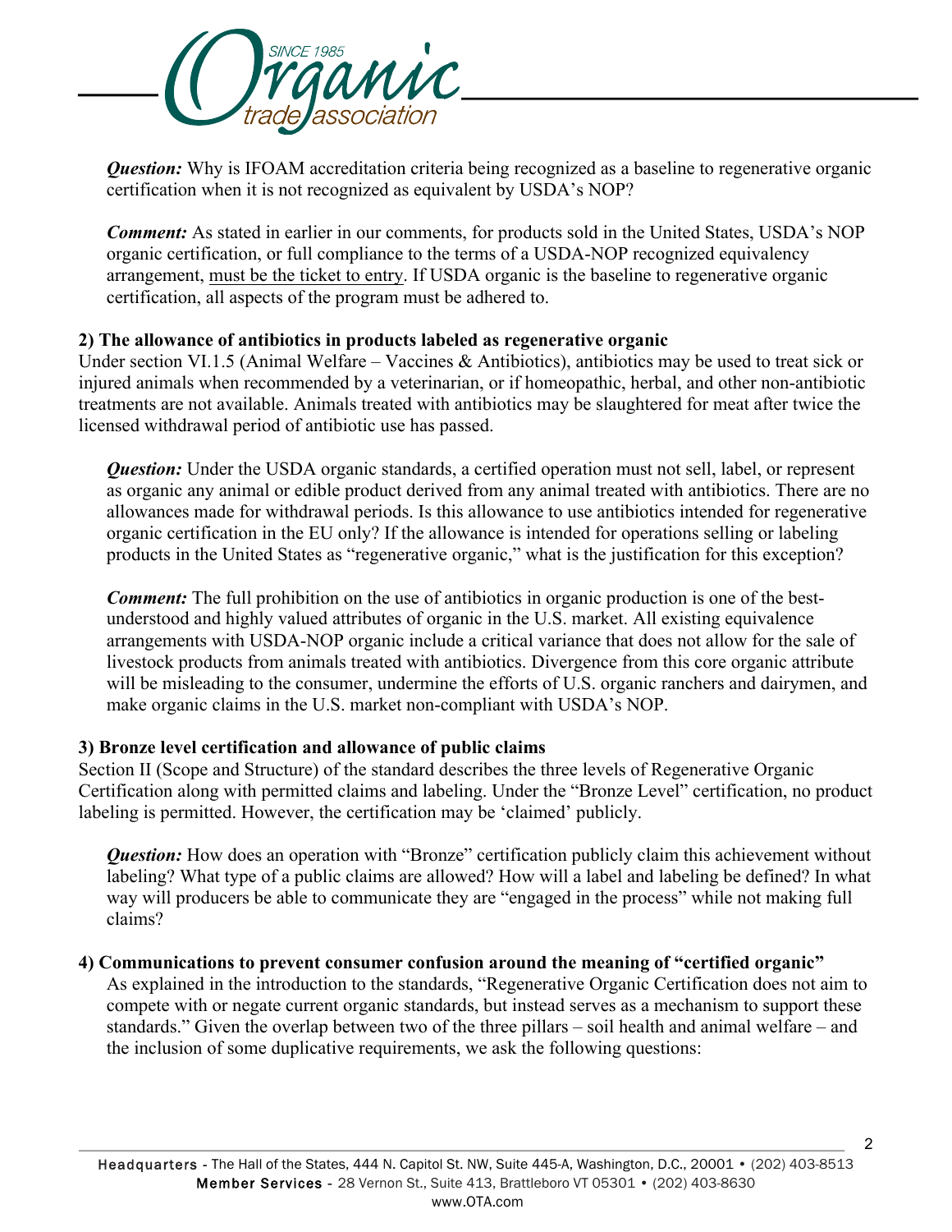*Question:* Why is IFOAM accreditation criteria being recognized as a baseline to regenerative organic certification when it is not recognized as equivalent by USDA's NOP?

*Comment:* As stated in earlier in our comments, for products sold in the United States, USDA's NOP organic certification, or full compliance to the terms of a USDA-NOP recognized equivalency arrangement, <u>must be the ticket to entry</u>. If USDA organic is the baseline to regenerative organic certification, all aspects of the program must be adhered to.

**2) The allowance of antibiotics in products labeled as regenerative organic**

Under section VI.1.5 (Animal Welfare – Vaccines & Antibiotics), antibiotics may be used to treat sick or injured animals when recommended by a veterinarian, or if homeopathic, herbal, and other non-antibiotic treatments are not available. Animals treated with antibiotics may be slaughtered for meat after twice the licensed withdrawal period of antibiotic use has passed.

*Question:* Under the USDA organic standards, a certified operation must not sell, label, or represent as organic any animal or edible product derived from any animal treated with antibiotics. There are no allowances made for withdrawal periods. Is this allowance to use antibiotics intended for regenerative organic certification in the EU only? If the allowance is intended for operations selling or labeling products in the United States as "regenerative organic," what is the justification for this exception?

*Comment:* The full prohibition on the use of antibiotics in organic production is one of the best-understood and highly valued attributes of organic in the U.S. market. All existing equivalence arrangements with USDA-NOP organic include a critical variance that does not allow for the sale of livestock products from animals treated with antibiotics. Divergence from this core organic attribute will be misleading to the consumer, undermine the efforts of U.S. organic ranchers and dairymen, and make organic claims in the U.S. market non-compliant with USDA's NOP.

**3) Bronze level certification and allowance of public claims**

Section II (Scope and Structure) of the standard describes the three levels of Regenerative Organic Certification along with permitted claims and labeling. Under the "Bronze Level" certification, no product labeling is permitted. However, the certification may be 'claimed' publicly.

*Question:* How does an operation with "Bronze" certification publicly claim this achievement without labeling? What type of a public claims are allowed? How will a label and labeling be defined? In what way will producers be able to communicate they are "engaged in the process" while not making full claims?

**4) Communications to prevent consumer confusion around the meaning of "certified organic"**

As explained in the introduction to the standards, "Regenerative Organic Certification does not aim to compete with or negate current organic standards, but instead serves as a mechanism to support these standards." Given the overlap between two of the three pillars – soil health and animal welfare – and the inclusion of some duplicative requirements, we ask the following questions: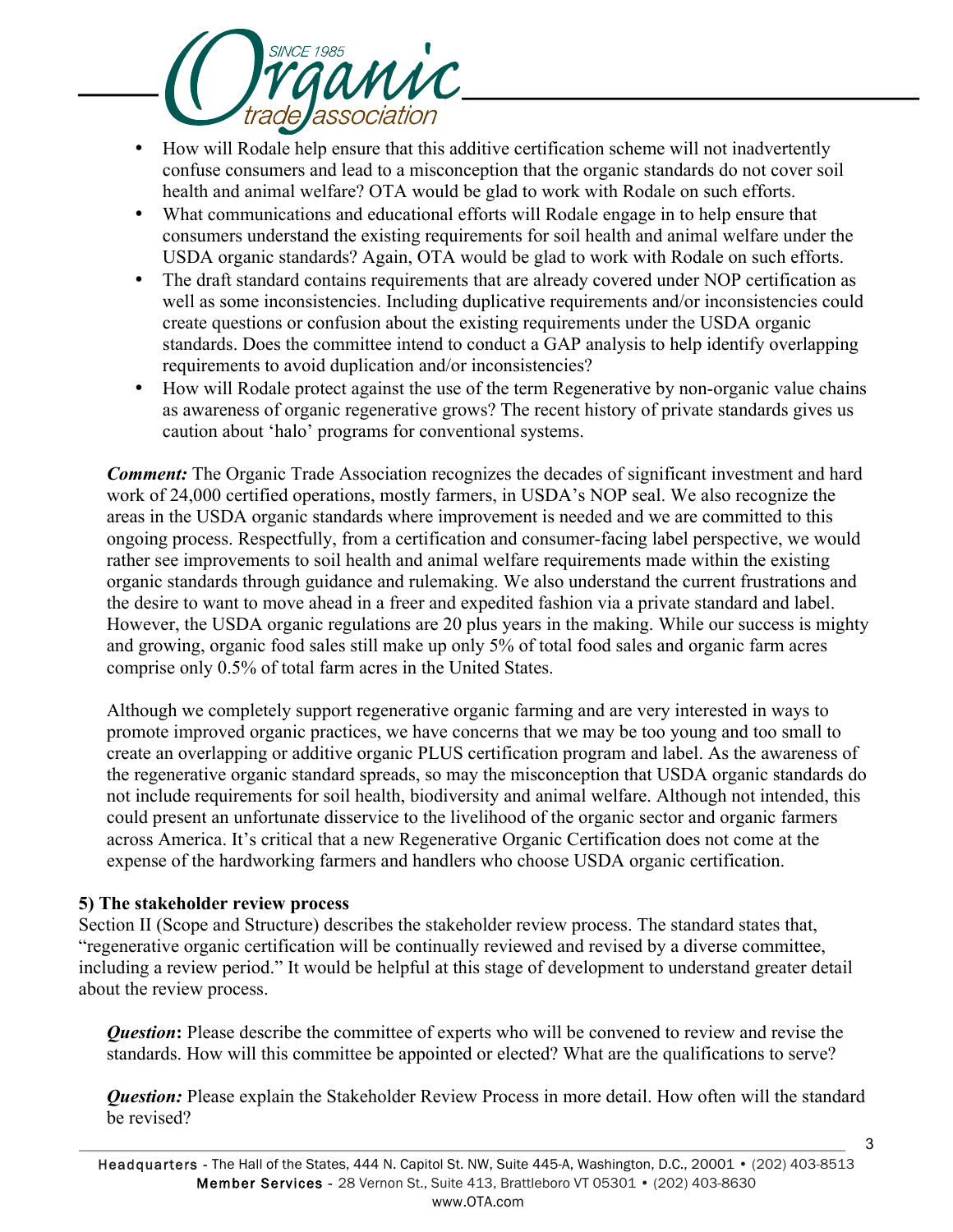- How will Rodale help ensure that this additive certification scheme will not inadvertently confuse consumers and lead to a misconception that the organic standards do not cover soil health and animal welfare? OTA would be glad to work with Rodale on such efforts.
- What communications and educational efforts will Rodale engage in to help ensure that consumers understand the existing requirements for soil health and animal welfare under the USDA organic standards? Again, OTA would be glad to work with Rodale on such efforts.
- The draft standard contains requirements that are already covered under NOP certification as well as some inconsistencies. Including duplicative requirements and/or inconsistencies could create questions or confusion about the existing requirements under the USDA organic standards. Does the committee intend to conduct a GAP analysis to help identify overlapping requirements to avoid duplication and/or inconsistencies?
- How will Rodale protect against the use of the term Regenerative by non-organic value chains as awareness of organic regenerative grows? The recent history of private standards gives us caution about 'halo' programs for conventional systems.

***Comment:*** The Organic Trade Association recognizes the decades of significant investment and hard work of 24,000 certified operations, mostly farmers, in USDA's NOP seal. We also recognize the areas in the USDA organic standards where improvement is needed and we are committed to this ongoing process. Respectfully, from a certification and consumer-facing label perspective, we would rather see improvements to soil health and animal welfare requirements made within the existing organic standards through guidance and rulemaking. We also understand the current frustrations and the desire to want to move ahead in a freer and expedited fashion via a private standard and label. However, the USDA organic regulations are 20 plus years in the making. While our success is mighty and growing, organic food sales still make up only 5% of total food sales and organic farm acres comprise only 0.5% of total farm acres in the United States.

Although we completely support regenerative organic farming and are very interested in ways to promote improved organic practices, we have concerns that we may be too young and too small to create an overlapping or additive organic PLUS certification program and label. As the awareness of the regenerative organic standard spreads, so may the misconception that USDA organic standards do not include requirements for soil health, biodiversity and animal welfare. Although not intended, this could present an unfortunate disservice to the livelihood of the organic sector and organic farmers across America. It's critical that a new Regenerative Organic Certification does not come at the expense of the hardworking farmers and handlers who choose USDA organic certification.

**5) The stakeholder review process**

Section II (Scope and Structure) describes the stakeholder review process. The standard states that, "regenerative organic certification will be continually reviewed and revised by a diverse committee, including a review period." It would be helpful at this stage of development to understand greater detail about the review process.

***Question*:** Please describe the committee of experts who will be convened to review and revise the standards. How will this committee be appointed or elected? What are the qualifications to serve?

***Question:*** Please explain the Stakeholder Review Process in more detail. How often will the standard be revised?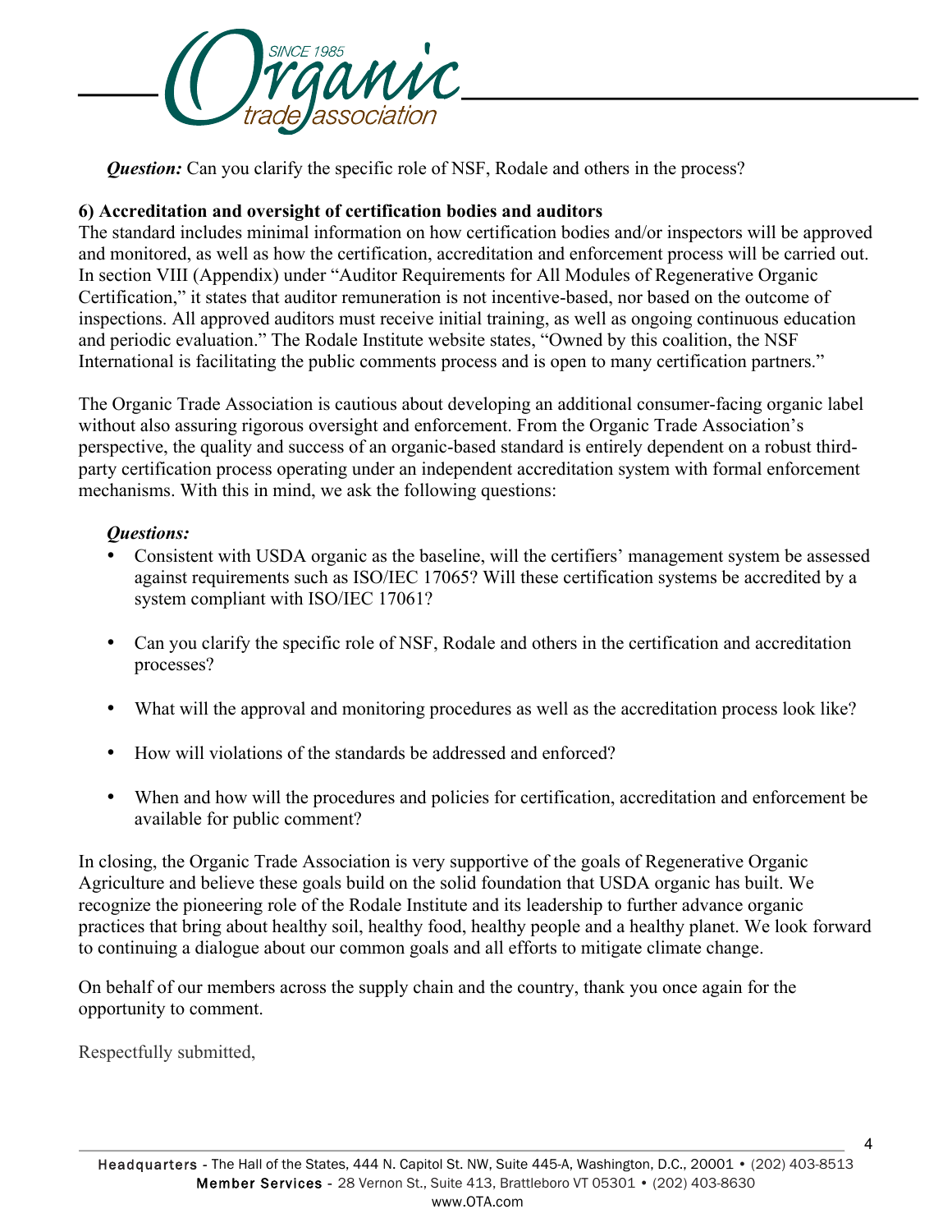***Question:*** Can you clarify the specific role of NSF, Rodale and others in the process?

**6) Accreditation and oversight of certification bodies and auditors**

The standard includes minimal information on how certification bodies and/or inspectors will be approved and monitored, as well as how the certification, accreditation and enforcement process will be carried out. In section VIII (Appendix) under "Auditor Requirements for All Modules of Regenerative Organic Certification," it states that auditor remuneration is not incentive-based, nor based on the outcome of inspections. All approved auditors must receive initial training, as well as ongoing continuous education and periodic evaluation." The Rodale Institute website states, "Owned by this coalition, the NSF International is facilitating the public comments process and is open to many certification partners."

The Organic Trade Association is cautious about developing an additional consumer-facing organic label without also assuring rigorous oversight and enforcement. From the Organic Trade Association's perspective, the quality and success of an organic-based standard is entirely dependent on a robust third-party certification process operating under an independent accreditation system with formal enforcement mechanisms. With this in mind, we ask the following questions:

***Questions:***

- Consistent with USDA organic as the baseline, will the certifiers' management system be assessed against requirements such as ISO/IEC 17065? Will these certification systems be accredited by a system compliant with ISO/IEC 17061?
- Can you clarify the specific role of NSF, Rodale and others in the certification and accreditation processes?
- What will the approval and monitoring procedures as well as the accreditation process look like?
- How will violations of the standards be addressed and enforced?
- When and how will the procedures and policies for certification, accreditation and enforcement be available for public comment?

In closing, the Organic Trade Association is very supportive of the goals of Regenerative Organic Agriculture and believe these goals build on the solid foundation that USDA organic has built. We recognize the pioneering role of the Rodale Institute and its leadership to further advance organic practices that bring about healthy soil, healthy food, healthy people and a healthy planet. We look forward to continuing a dialogue about our common goals and all efforts to mitigate climate change.

On behalf of our members across the supply chain and the country, thank you once again for the opportunity to comment.

Respectfully submitted,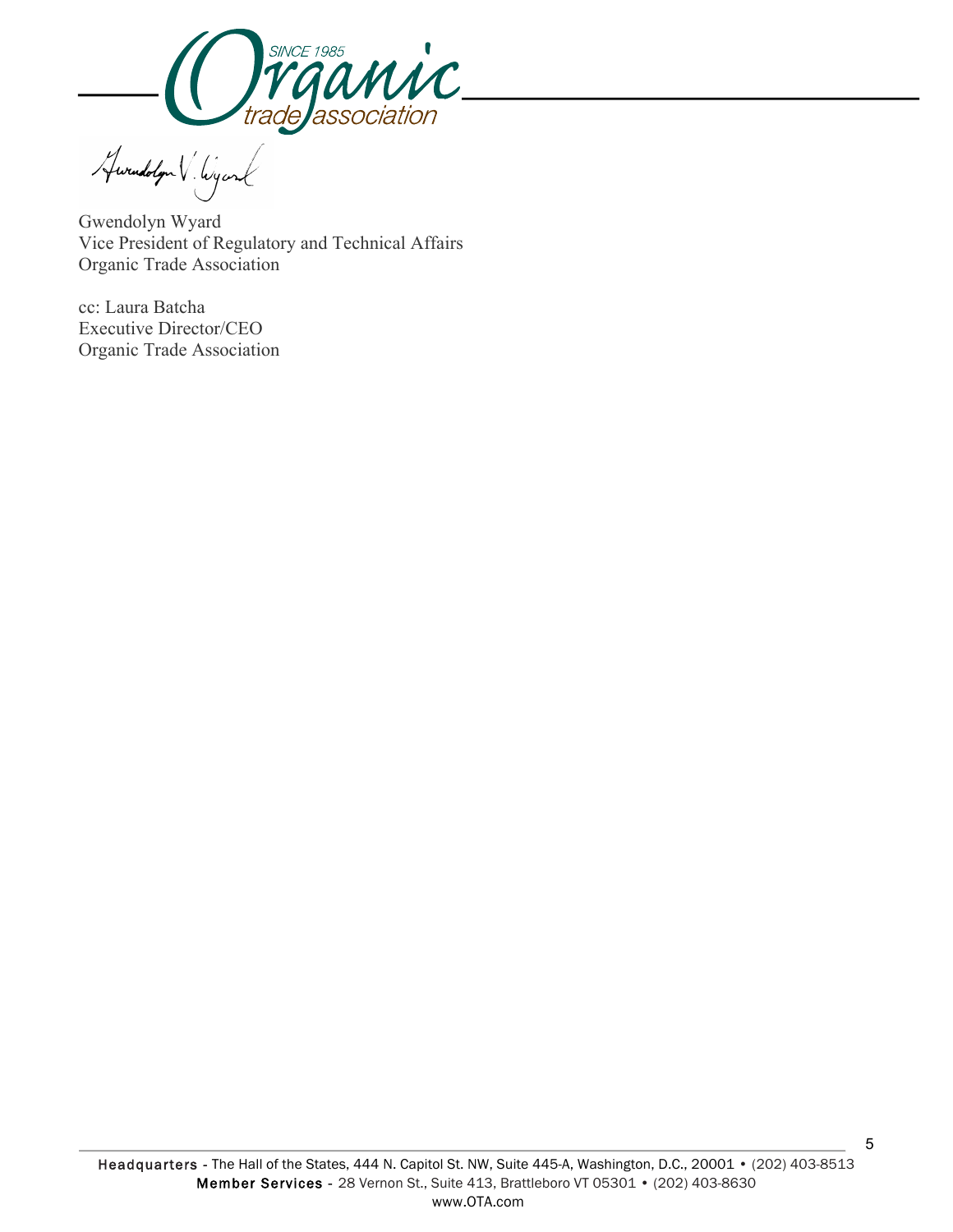Gwendolyn Wyard
Vice President of Regulatory and Technical Affairs
Organic Trade Association

cc: Laura Batcha
Executive Director/CEO
Organic Trade Association